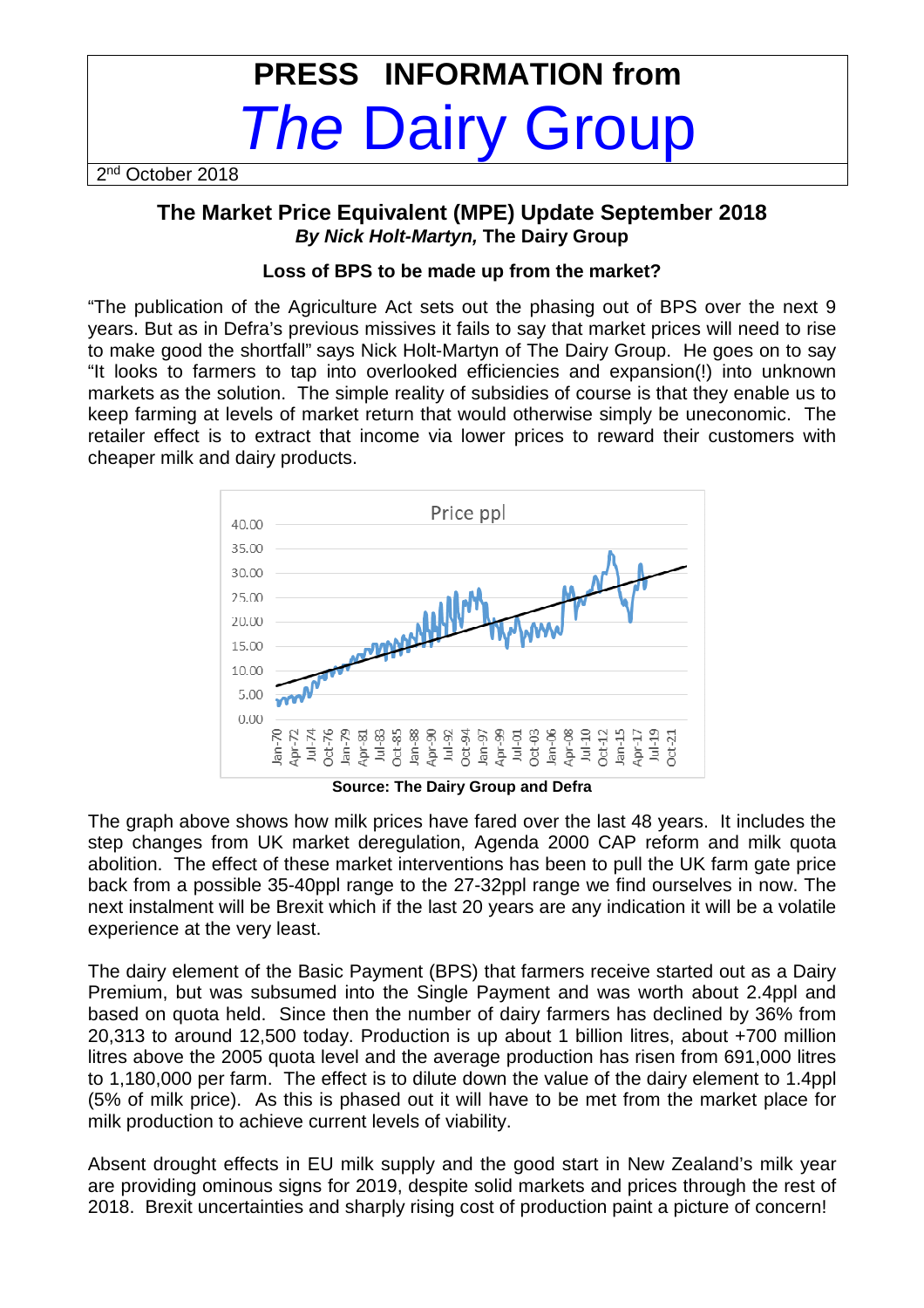# PRESS INFORMATION from *The* Dairy Group

2nd October 2018

## The Market Price Equivalent (MPE) Update September 2018

***By Nick Holt-Martyn,* The Dairy Group**

### Loss of BPS to be made up from the market?

"The publication of the Agriculture Act sets out the phasing out of BPS over the next 9 years. But as in Defra's previous missives it fails to say that market prices will need to rise to make good the shortfall" says Nick Holt-Martyn of The Dairy Group. He goes on to say "It looks to farmers to tap into overlooked efficiencies and expansion(!) into unknown markets as the solution. The simple reality of subsidies of course is that they enable us to keep farming at levels of market return that would otherwise simply be uneconomic. The retailer effect is to extract that income via lower prices to reward their customers with cheaper milk and dairy products.

**Source: The Dairy Group and Defra**

The graph above shows how milk prices have fared over the last 48 years. It includes the step changes from UK market deregulation, Agenda 2000 CAP reform and milk quota abolition. The effect of these market interventions has been to pull the UK farm gate price back from a possible 35-40ppl range to the 27-32ppl range we find ourselves in now. The next instalment will be Brexit which if the last 20 years are any indication it will be a volatile experience at the very least.

The dairy element of the Basic Payment (BPS) that farmers receive started out as a Dairy Premium, but was subsumed into the Single Payment and was worth about 2.4ppl and based on quota held. Since then the number of dairy farmers has declined by 36% from 20,313 to around 12,500 today. Production is up about 1 billion litres, about +700 million litres above the 2005 quota level and the average production has risen from 691,000 litres to 1,180,000 per farm. The effect is to dilute down the value of the dairy element to 1.4ppl (5% of milk price). As this is phased out it will have to be met from the market place for milk production to achieve current levels of viability.

Absent drought effects in EU milk supply and the good start in New Zealand's milk year are providing ominous signs for 2019, despite solid markets and prices through the rest of 2018. Brexit uncertainties and sharply rising cost of production paint a picture of concern!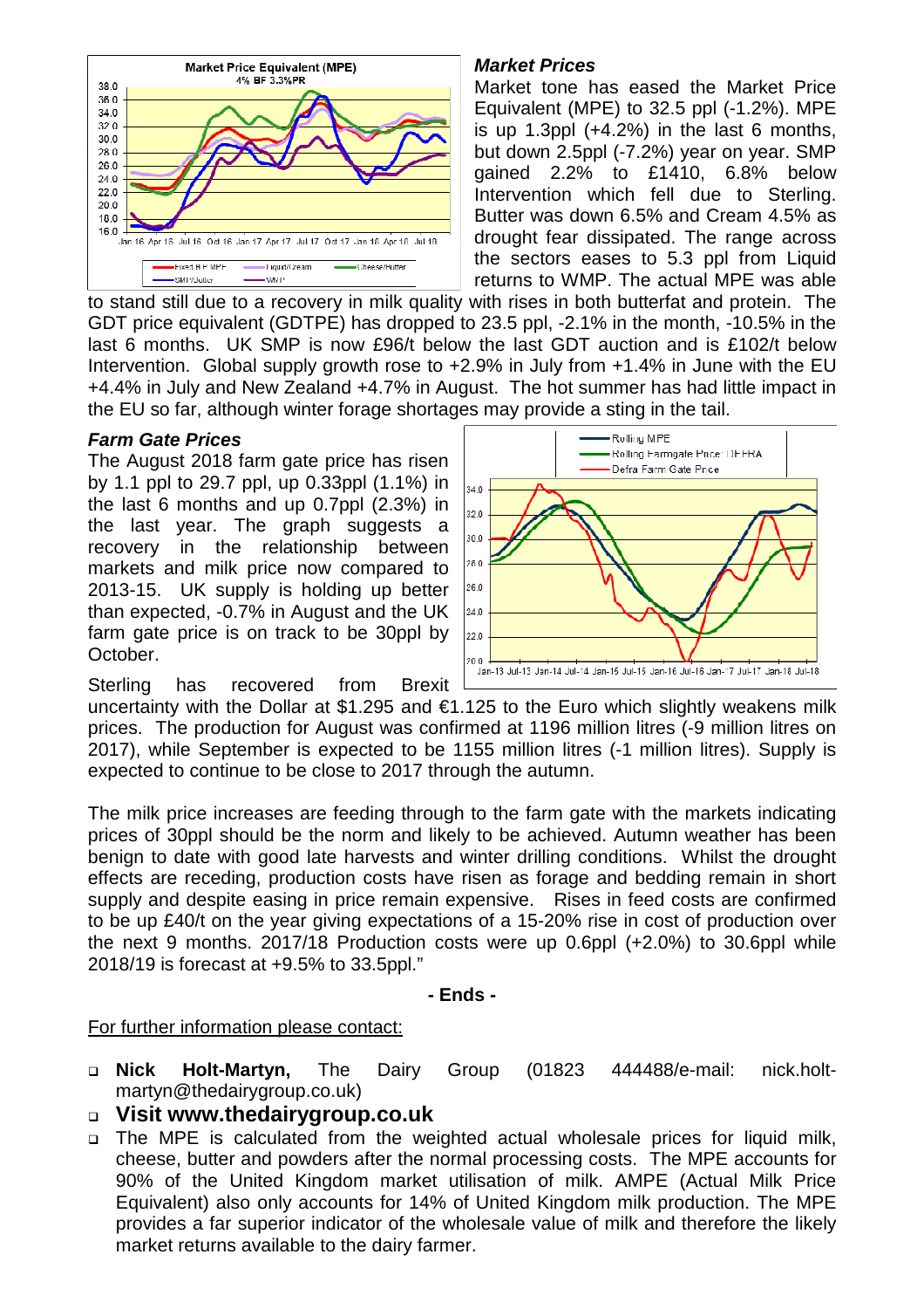Market Price Equivalent (MPE)
4% BF 3.3%PR

38.0
36.0
34.0
32.0
30.0
28.0
26.0
24.0
22.0
20.0
18.0
16.0

Jan 16 Apr 16 Jul 16 Oct 16 Jan 17 Apr 17 Jul 17 Oct 17 Jan 18 Apr 18 Jul 18

Fixed BF MPE
Liquid/Cream
Cheese/Butter
SMP/Butter
WMP

### *Market Prices*

Market tone has eased the Market Price Equivalent (MPE) to 32.5 ppl (-1.2%). MPE is up 1.3ppl (+4.2%) in the last 6 months, but down 2.5ppl (-7.2%) year on year. SMP gained 2.2% to £1410, 6.8% below Intervention which fell due to Sterling. Butter was down 6.5% and Cream 4.5% as drought fear dissipated. The range across the sectors eases to 5.3 ppl from Liquid returns to WMP. The actual MPE was able to stand still due to a recovery in milk quality with rises in both butterfat and protein. The GDT price equivalent (GDTPE) has dropped to 23.5 ppl, -2.1% in the month, -10.5% in the last 6 months. UK SMP is now £96/t below the last GDT auction and is £102/t below Intervention. Global supply growth rose to +2.9% in July from +1.4% in June with the EU +4.4% in July and New Zealand +4.7% in August. The hot summer has had little impact in the EU so far, although winter forage shortages may provide a sting in the tail.

### *Farm Gate Prices*

Rolling MPE
Rolling Farmgate Price DEFRA
Defra Farm Gate Price

34.0
32.0
30.0
28.0
26.0
24.0
22.0
20.0

Jan-13 Jul-13 Jan-14 Jul-14 Jan-15 Jul-15 Jan-16 Jul-16 Jan-17 Jul-17 Jan-18 Jul-18

The August 2018 farm gate price has risen by 1.1 ppl to 29.7 ppl, up 0.33ppl (1.1%) in the last 6 months and up 0.7ppl (2.3%) in the last year. The graph suggests a recovery in the relationship between markets and milk price now compared to 2013-15. UK supply is holding up better than expected, -0.7% in August and the UK farm gate price is on track to be 30ppl by October.

Sterling has recovered from Brexit uncertainty with the Dollar at $1.295 and €1.125 to the Euro which slightly weakens milk prices. The production for August was confirmed at 1196 million litres (-9 million litres on 2017), while September is expected to be 1155 million litres (-1 million litres). Supply is expected to continue to be close to 2017 through the autumn.

The milk price increases are feeding through to the farm gate with the markets indicating prices of 30ppl should be the norm and likely to be achieved. Autumn weather has been benign to date with good late harvests and winter drilling conditions. Whilst the drought effects are receding, production costs have risen as forage and bedding remain in short supply and despite easing in price remain expensive. Rises in feed costs are confirmed to be up £40/t on the year giving expectations of a 15-20% rise in cost of production over the next 9 months. 2017/18 Production costs were up 0.6ppl (+2.0%) to 30.6ppl while 2018/19 is forecast at +9.5% to 33.5ppl."

**- Ends -**

For further information please contact:

- **Nick Holt-Martyn,** The Dairy Group (01823 444488/e-mail: nick.holt-martyn@thedairygroup.co.uk)
- **Visit www.thedairygroup.co.uk**
- The MPE is calculated from the weighted actual wholesale prices for liquid milk, cheese, butter and powders after the normal processing costs. The MPE accounts for 90% of the United Kingdom market utilisation of milk. AMPE (Actual Milk Price Equivalent) also only accounts for 14% of United Kingdom milk production. The MPE provides a far superior indicator of the wholesale value of milk and therefore the likely market returns available to the dairy farmer.